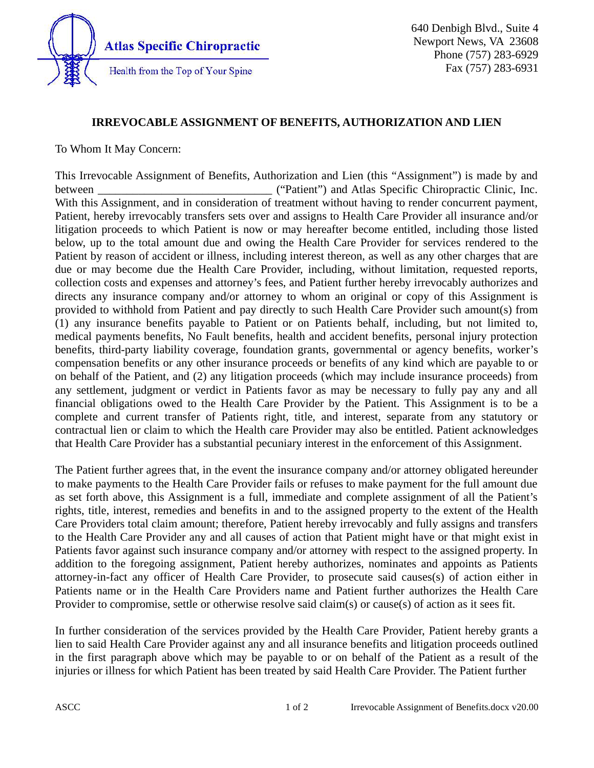**Atlas Specific Chiropractic**

Health from the Top of Your Spine

640 Denbigh Blvd., Suite 4
Newport News, VA 23608
Phone (757) 283-6929
Fax (757) 283-6931

## IRREVOCABLE ASSIGNMENT OF BENEFITS, AUTHORIZATION AND LIEN

To Whom It May Concern:

This Irrevocable Assignment of Benefits, Authorization and Lien (this "Assignment") is made by and between ______________________________ ("Patient") and Atlas Specific Chiropractic Clinic, Inc. With this Assignment, and in consideration of treatment without having to render concurrent payment, Patient, hereby irrevocably transfers sets over and assigns to Health Care Provider all insurance and/or litigation proceeds to which Patient is now or may hereafter become entitled, including those listed below, up to the total amount due and owing the Health Care Provider for services rendered to the Patient by reason of accident or illness, including interest thereon, as well as any other charges that are due or may become due the Health Care Provider, including, without limitation, requested reports, collection costs and expenses and attorney's fees, and Patient further hereby irrevocably authorizes and directs any insurance company and/or attorney to whom an original or copy of this Assignment is provided to withhold from Patient and pay directly to such Health Care Provider such amount(s) from (1) any insurance benefits payable to Patient or on Patients behalf, including, but not limited to, medical payments benefits, No Fault benefits, health and accident benefits, personal injury protection benefits, third-party liability coverage, foundation grants, governmental or agency benefits, worker's compensation benefits or any other insurance proceeds or benefits of any kind which are payable to or on behalf of the Patient, and (2) any litigation proceeds (which may include insurance proceeds) from any settlement, judgment or verdict in Patients favor as may be necessary to fully pay any and all financial obligations owed to the Health Care Provider by the Patient. This Assignment is to be a complete and current transfer of Patients right, title, and interest, separate from any statutory or contractual lien or claim to which the Health care Provider may also be entitled. Patient acknowledges that Health Care Provider has a substantial pecuniary interest in the enforcement of this Assignment.

The Patient further agrees that, in the event the insurance company and/or attorney obligated hereunder to make payments to the Health Care Provider fails or refuses to make payment for the full amount due as set forth above, this Assignment is a full, immediate and complete assignment of all the Patient's rights, title, interest, remedies and benefits in and to the assigned property to the extent of the Health Care Providers total claim amount; therefore, Patient hereby irrevocably and fully assigns and transfers to the Health Care Provider any and all causes of action that Patient might have or that might exist in Patients favor against such insurance company and/or attorney with respect to the assigned property. In addition to the foregoing assignment, Patient hereby authorizes, nominates and appoints as Patients attorney-in-fact any officer of Health Care Provider, to prosecute said causes(s) of action either in Patients name or in the Health Care Providers name and Patient further authorizes the Health Care Provider to compromise, settle or otherwise resolve said claim(s) or cause(s) of action as it sees fit.

In further consideration of the services provided by the Health Care Provider, Patient hereby grants a lien to said Health Care Provider against any and all insurance benefits and litigation proceeds outlined in the first paragraph above which may be payable to or on behalf of the Patient as a result of the injuries or illness for which Patient has been treated by said Health Care Provider. The Patient further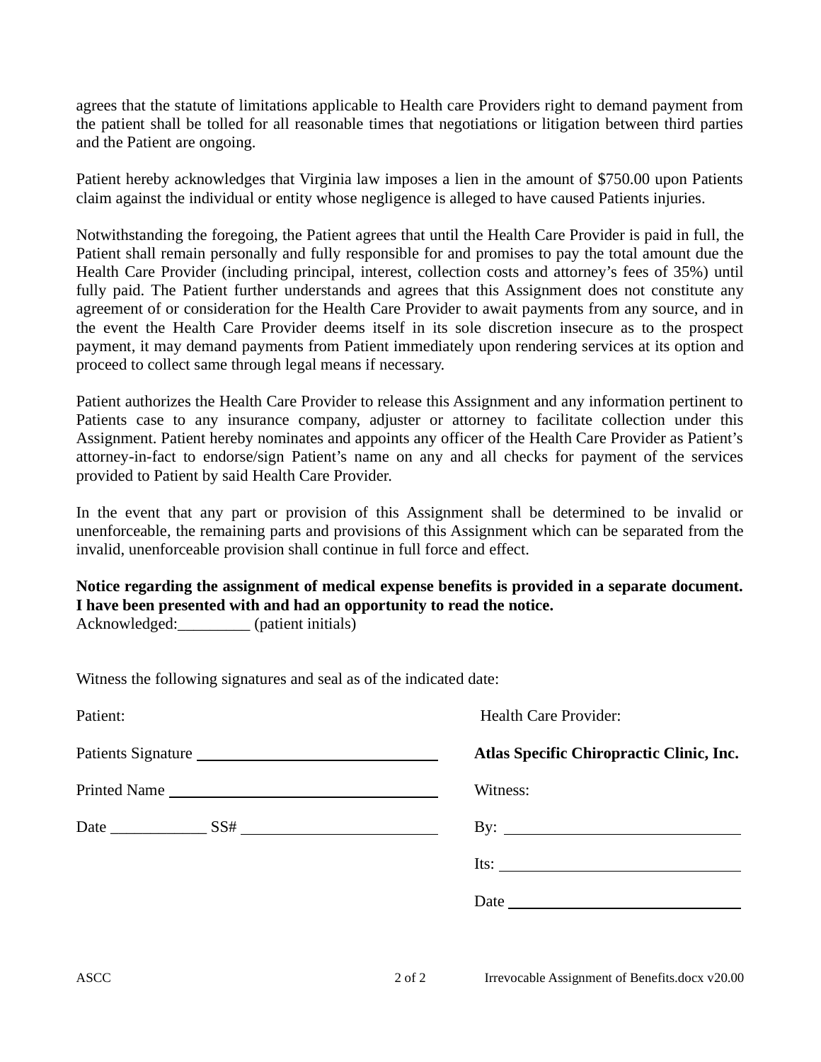agrees that the statute of limitations applicable to Health care Providers right to demand payment from the patient shall be tolled for all reasonable times that negotiations or litigation between third parties and the Patient are ongoing.

Patient hereby acknowledges that Virginia law imposes a lien in the amount of $750.00 upon Patients claim against the individual or entity whose negligence is alleged to have caused Patients injuries.

Notwithstanding the foregoing, the Patient agrees that until the Health Care Provider is paid in full, the Patient shall remain personally and fully responsible for and promises to pay the total amount due the Health Care Provider (including principal, interest, collection costs and attorney's fees of 35%) until fully paid. The Patient further understands and agrees that this Assignment does not constitute any agreement of or consideration for the Health Care Provider to await payments from any source, and in the event the Health Care Provider deems itself in its sole discretion insecure as to the prospect payment, it may demand payments from Patient immediately upon rendering services at its option and proceed to collect same through legal means if necessary.

Patient authorizes the Health Care Provider to release this Assignment and any information pertinent to Patients case to any insurance company, adjuster or attorney to facilitate collection under this Assignment. Patient hereby nominates and appoints any officer of the Health Care Provider as Patient's attorney-in-fact to endorse/sign Patient's name on any and all checks for payment of the services provided to Patient by said Health Care Provider.

In the event that any part or provision of this Assignment shall be determined to be invalid or unenforceable, the remaining parts and provisions of this Assignment which can be separated from the invalid, unenforceable provision shall continue in full force and effect.

**Notice regarding the assignment of medical expense benefits is provided in a separate document. I have been presented with and had an opportunity to read the notice.**
Acknowledged:_________ (patient initials)

Witness the following signatures and seal as of the indicated date:

Patient:

Patients Signature ______________________________

Printed Name ______________________________

Date ____________ SS# ______________________

Health Care Provider:

**Atlas Specific Chiropractic Clinic, Inc.**

Witness:

By: ______________________________

Its: ______________________________

Date ______________________________